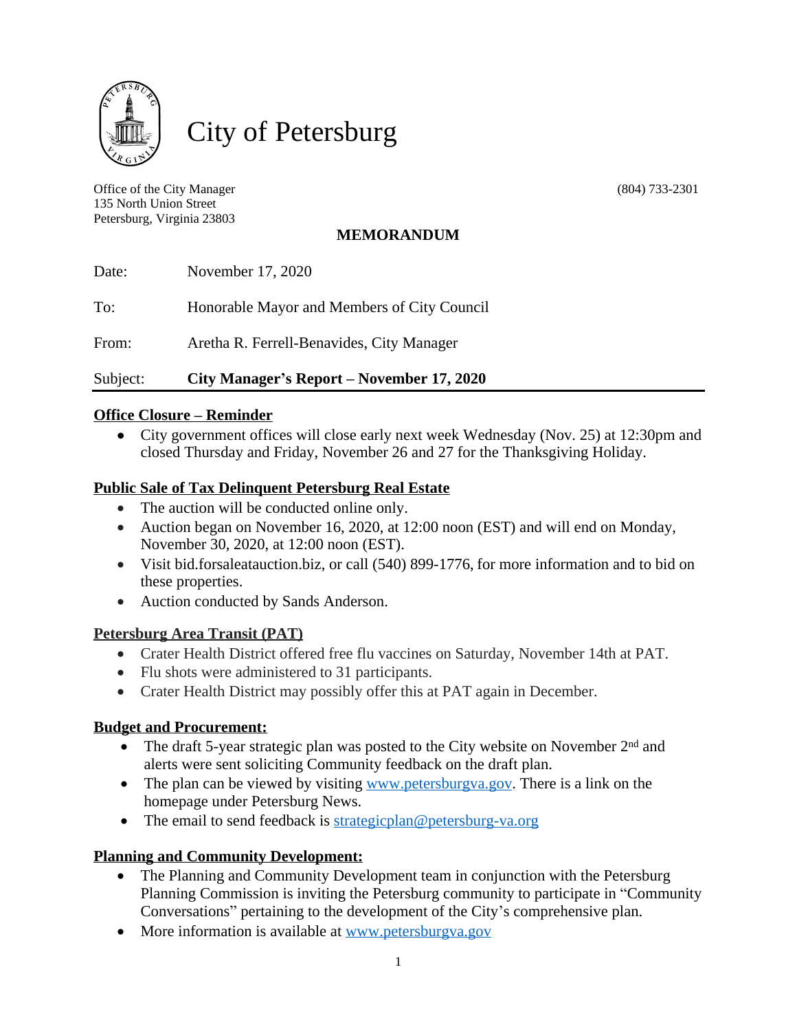# City of Petersburg

Office of the City Manager
135 North Union Street
Petersburg, Virginia 23803

(804) 733-2301

## MEMORANDUM

Date: November 17, 2020

To: Honorable Mayor and Members of City Council

From: Aretha R. Ferrell-Benavides, City Manager

Subject: **City Manager's Report – November 17, 2020**

---

### Office Closure – Reminder

- City government offices will close early next week Wednesday (Nov. 25) at 12:30pm and closed Thursday and Friday, November 26 and 27 for the Thanksgiving Holiday.

### Public Sale of Tax Delinquent Petersburg Real Estate

- The auction will be conducted online only.
- Auction began on November 16, 2020, at 12:00 noon (EST) and will end on Monday, November 30, 2020, at 12:00 noon (EST).
- Visit bid.forsaleatauction.biz, or call (540) 899-1776, for more information and to bid on these properties.
- Auction conducted by Sands Anderson.

### Petersburg Area Transit (PAT)

- Crater Health District offered free flu vaccines on Saturday, November 14th at PAT.
- Flu shots were administered to 31 participants.
- Crater Health District may possibly offer this at PAT again in December.

### Budget and Procurement:

- The draft 5-year strategic plan was posted to the City website on November 2nd and alerts were sent soliciting Community feedback on the draft plan.
- The plan can be viewed by visiting www.petersburgva.gov. There is a link on the homepage under Petersburg News.
- The email to send feedback is strategicplan@petersburg-va.org

### Planning and Community Development:

- The Planning and Community Development team in conjunction with the Petersburg Planning Commission is inviting the Petersburg community to participate in "Community Conversations" pertaining to the development of the City's comprehensive plan.
- More information is available at www.petersburgva.gov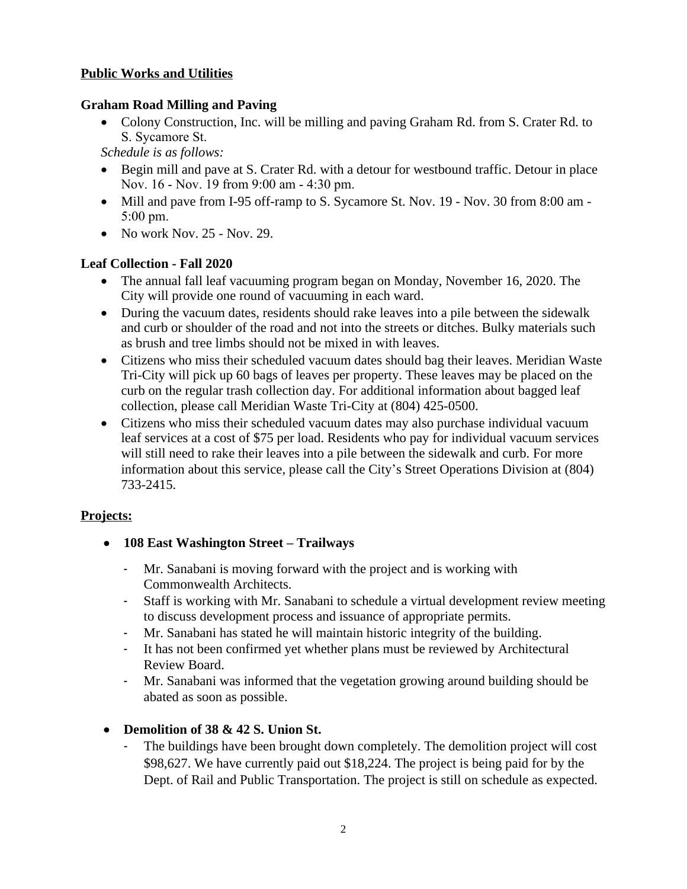## Public Works and Utilities

### Graham Road Milling and Paving

- Colony Construction, Inc. will be milling and paving Graham Rd. from S. Crater Rd. to S. Sycamore St.

*Schedule is as follows:*

- Begin mill and pave at S. Crater Rd. with a detour for westbound traffic. Detour in place Nov. 16 - Nov. 19 from 9:00 am - 4:30 pm.
- Mill and pave from I-95 off-ramp to S. Sycamore St. Nov. 19 - Nov. 30 from 8:00 am - 5:00 pm.
- No work Nov. 25 - Nov. 29.

### Leaf Collection - Fall 2020

- The annual fall leaf vacuuming program began on Monday, November 16, 2020. The City will provide one round of vacuuming in each ward.
- During the vacuum dates, residents should rake leaves into a pile between the sidewalk and curb or shoulder of the road and not into the streets or ditches. Bulky materials such as brush and tree limbs should not be mixed in with leaves.
- Citizens who miss their scheduled vacuum dates should bag their leaves. Meridian Waste Tri-City will pick up 60 bags of leaves per property. These leaves may be placed on the curb on the regular trash collection day. For additional information about bagged leaf collection, please call Meridian Waste Tri-City at (804) 425-0500.
- Citizens who miss their scheduled vacuum dates may also purchase individual vacuum leaf services at a cost of $75 per load. Residents who pay for individual vacuum services will still need to rake their leaves into a pile between the sidewalk and curb. For more information about this service, please call the City's Street Operations Division at (804) 733-2415.

## Projects:

- **108 East Washington Street – Trailways**
  - Mr. Sanabani is moving forward with the project and is working with Commonwealth Architects.
  - Staff is working with Mr. Sanabani to schedule a virtual development review meeting to discuss development process and issuance of appropriate permits.
  - Mr. Sanabani has stated he will maintain historic integrity of the building.
  - It has not been confirmed yet whether plans must be reviewed by Architectural Review Board.
  - Mr. Sanabani was informed that the vegetation growing around building should be abated as soon as possible.

- **Demolition of 38 & 42 S. Union St.**
  - The buildings have been brought down completely. The demolition project will cost $98,627. We have currently paid out $18,224. The project is being paid for by the Dept. of Rail and Public Transportation. The project is still on schedule as expected.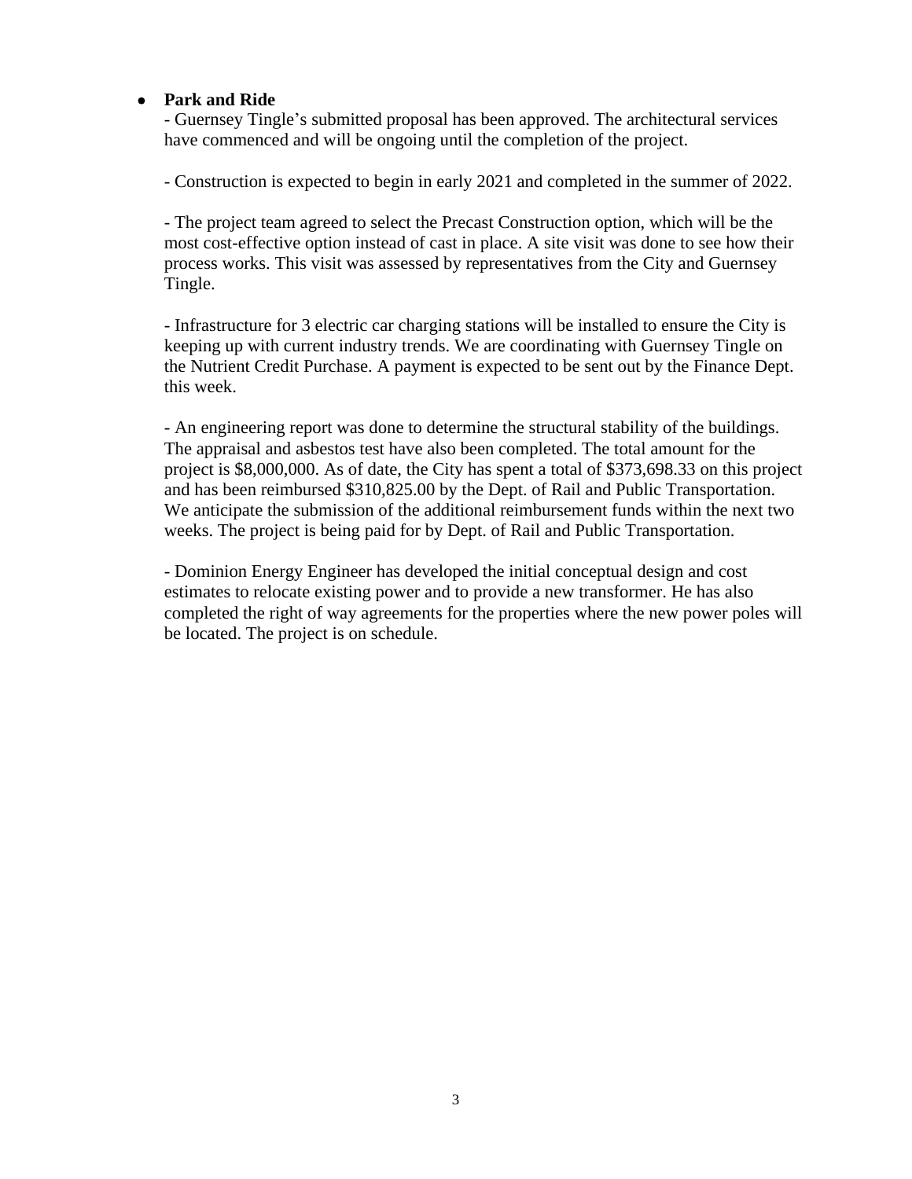- **Park and Ride**

  - Guernsey Tingle's submitted proposal has been approved. The architectural services have commenced and will be ongoing until the completion of the project.

  - Construction is expected to begin in early 2021 and completed in the summer of 2022.

  - The project team agreed to select the Precast Construction option, which will be the most cost-effective option instead of cast in place. A site visit was done to see how their process works. This visit was assessed by representatives from the City and Guernsey Tingle.

  - Infrastructure for 3 electric car charging stations will be installed to ensure the City is keeping up with current industry trends. We are coordinating with Guernsey Tingle on the Nutrient Credit Purchase. A payment is expected to be sent out by the Finance Dept. this week.

  - An engineering report was done to determine the structural stability of the buildings. The appraisal and asbestos test have also been completed. The total amount for the project is $8,000,000. As of date, the City has spent a total of $373,698.33 on this project and has been reimbursed $310,825.00 by the Dept. of Rail and Public Transportation. We anticipate the submission of the additional reimbursement funds within the next two weeks. The project is being paid for by Dept. of Rail and Public Transportation.

  - Dominion Energy Engineer has developed the initial conceptual design and cost estimates to relocate existing power and to provide a new transformer. He has also completed the right of way agreements for the properties where the new power poles will be located. The project is on schedule.